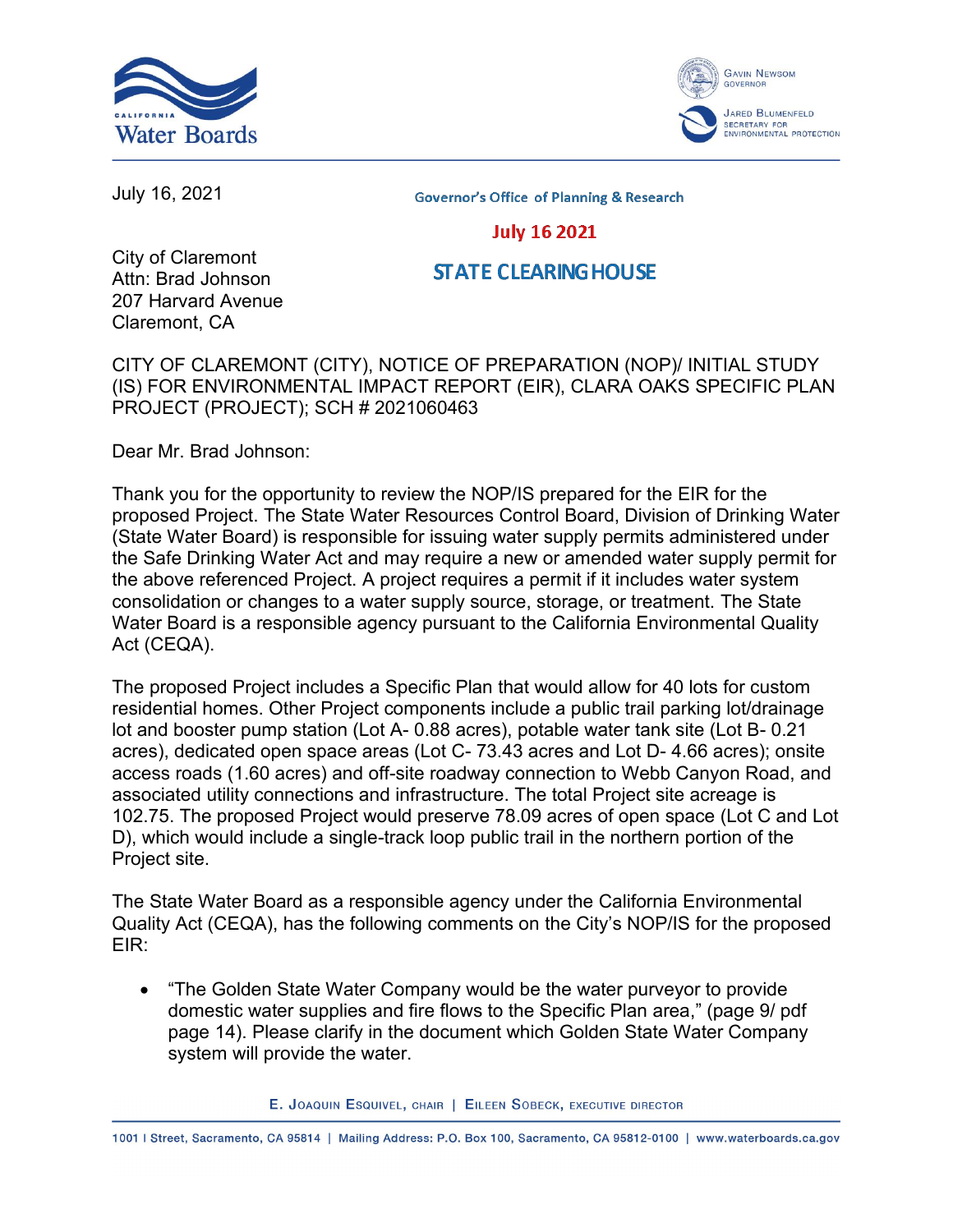July 16, 2021

Governor's Office of Planning & Research

July 16 2021

STATE CLEARINGHOUSE

City of Claremont
Attn: Brad Johnson
207 Harvard Avenue
Claremont, CA

CITY OF CLAREMONT (CITY), NOTICE OF PREPARATION (NOP)/ INITIAL STUDY (IS) FOR ENVIRONMENTAL IMPACT REPORT (EIR), CLARA OAKS SPECIFIC PLAN PROJECT (PROJECT); SCH # 2021060463

Dear Mr. Brad Johnson:

Thank you for the opportunity to review the NOP/IS prepared for the EIR for the proposed Project. The State Water Resources Control Board, Division of Drinking Water (State Water Board) is responsible for issuing water supply permits administered under the Safe Drinking Water Act and may require a new or amended water supply permit for the above referenced Project. A project requires a permit if it includes water system consolidation or changes to a water supply source, storage, or treatment. The State Water Board is a responsible agency pursuant to the California Environmental Quality Act (CEQA).

The proposed Project includes a Specific Plan that would allow for 40 lots for custom residential homes. Other Project components include a public trail parking lot/drainage lot and booster pump station (Lot A- 0.88 acres), potable water tank site (Lot B- 0.21 acres), dedicated open space areas (Lot C- 73.43 acres and Lot D- 4.66 acres); onsite access roads (1.60 acres) and off-site roadway connection to Webb Canyon Road, and associated utility connections and infrastructure. The total Project site acreage is 102.75. The proposed Project would preserve 78.09 acres of open space (Lot C and Lot D), which would include a single-track loop public trail in the northern portion of the Project site.

The State Water Board as a responsible agency under the California Environmental Quality Act (CEQA), has the following comments on the City's NOP/IS for the proposed EIR:

- "The Golden State Water Company would be the water purveyor to provide domestic water supplies and fire flows to the Specific Plan area," (page 9/ pdf page 14). Please clarify in the document which Golden State Water Company system will provide the water.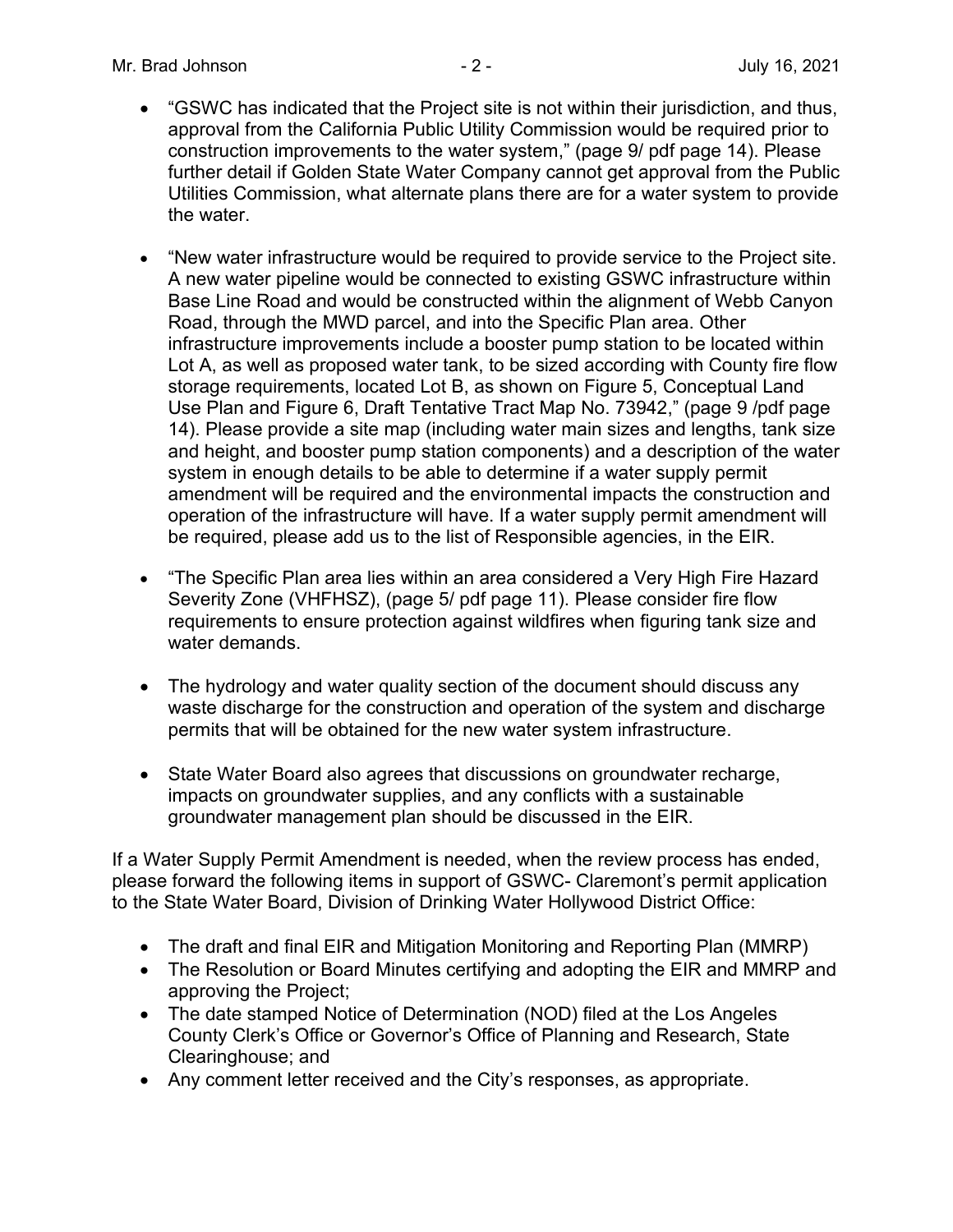- "GSWC has indicated that the Project site is not within their jurisdiction, and thus, approval from the California Public Utility Commission would be required prior to construction improvements to the water system," (page 9/ pdf page 14). Please further detail if Golden State Water Company cannot get approval from the Public Utilities Commission, what alternate plans there are for a water system to provide the water.

- "New water infrastructure would be required to provide service to the Project site. A new water pipeline would be connected to existing GSWC infrastructure within Base Line Road and would be constructed within the alignment of Webb Canyon Road, through the MWD parcel, and into the Specific Plan area. Other infrastructure improvements include a booster pump station to be located within Lot A, as well as proposed water tank, to be sized according with County fire flow storage requirements, located Lot B, as shown on Figure 5, Conceptual Land Use Plan and Figure 6, Draft Tentative Tract Map No. 73942," (page 9 /pdf page 14). Please provide a site map (including water main sizes and lengths, tank size and height, and booster pump station components) and a description of the water system in enough details to be able to determine if a water supply permit amendment will be required and the environmental impacts the construction and operation of the infrastructure will have. If a water supply permit amendment will be required, please add us to the list of Responsible agencies, in the EIR.

- "The Specific Plan area lies within an area considered a Very High Fire Hazard Severity Zone (VHFHSZ), (page 5/ pdf page 11). Please consider fire flow requirements to ensure protection against wildfires when figuring tank size and water demands.

- The hydrology and water quality section of the document should discuss any waste discharge for the construction and operation of the system and discharge permits that will be obtained for the new water system infrastructure.

- State Water Board also agrees that discussions on groundwater recharge, impacts on groundwater supplies, and any conflicts with a sustainable groundwater management plan should be discussed in the EIR.

If a Water Supply Permit Amendment is needed, when the review process has ended, please forward the following items in support of GSWC- Claremont's permit application to the State Water Board, Division of Drinking Water Hollywood District Office:

- The draft and final EIR and Mitigation Monitoring and Reporting Plan (MMRP)
- The Resolution or Board Minutes certifying and adopting the EIR and MMRP and approving the Project;
- The date stamped Notice of Determination (NOD) filed at the Los Angeles County Clerk's Office or Governor's Office of Planning and Research, State Clearinghouse; and
- Any comment letter received and the City's responses, as appropriate.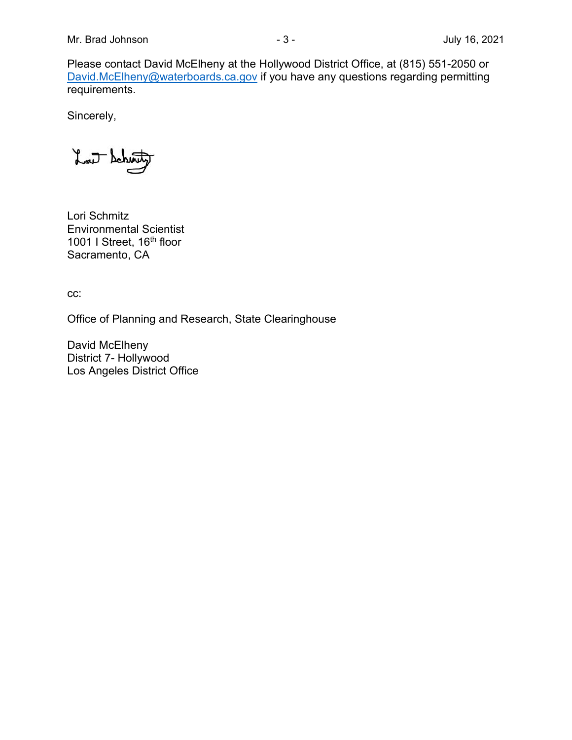Please contact David McElheny at the Hollywood District Office, at (815) 551-2050 or David.McElheny@waterboards.ca.gov if you have any questions regarding permitting requirements.

Sincerely,

Lori Schmitz
Environmental Scientist
1001 I Street, 16th floor
Sacramento, CA

cc:

Office of Planning and Research, State Clearinghouse

David McElheny
District 7- Hollywood
Los Angeles District Office